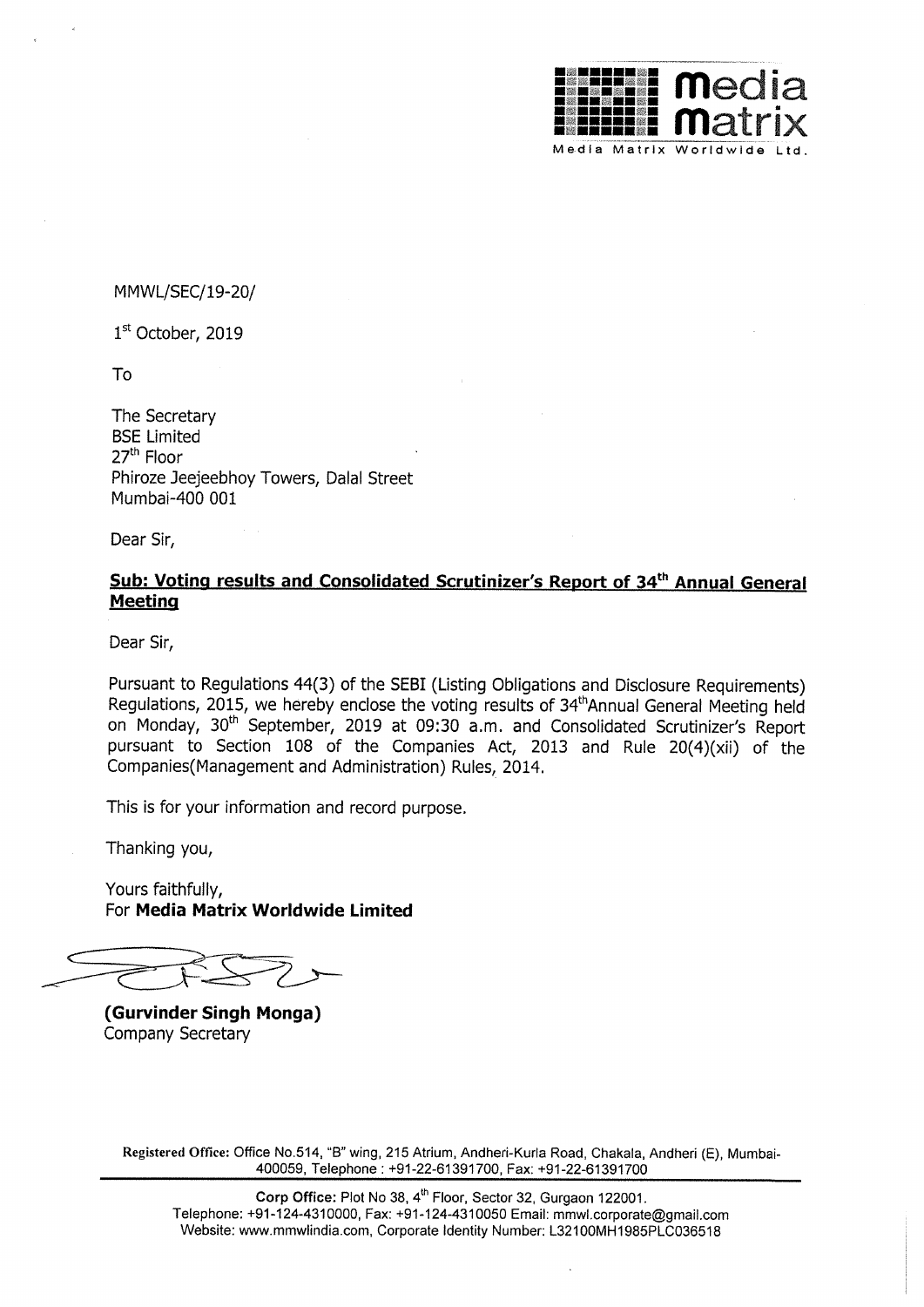**media matrix**
Media Matrix Worldwide Ltd.

MMWL/SEC/19-20/

1st October, 2019

To

The Secretary
BSE Limited
27th Floor
Phiroze Jeejeebhoy Towers, Dalal Street
Mumbai-400 001

Dear Sir,

**Sub: Voting results and Consolidated Scrutinizer's Report of 34th Annual General Meeting**

Dear Sir,

Pursuant to Regulations 44(3) of the SEBI (Listing Obligations and Disclosure Requirements) Regulations, 2015, we hereby enclose the voting results of 34th Annual General Meeting held on Monday, 30th September, 2019 at 09:30 a.m. and Consolidated Scrutinizer's Report pursuant to Section 108 of the Companies Act, 2013 and Rule 20(4)(xii) of the Companies(Management and Administration) Rules, 2014.

This is for your information and record purpose.

Thanking you,

Yours faithfully,
For **Media Matrix Worldwide Limited**

**(Gurvinder Singh Monga)**
Company Secretary

Registered Office: Office No.514, "B" wing, 215 Atrium, Andheri-Kurla Road, Chakala, Andheri (E), Mumbai-400059, Telephone : +91-22-61391700, Fax: +91-22-61391700

**Corp Office:** Plot No 38, 4th Floor, Sector 32, Gurgaon 122001.
Telephone: +91-124-4310000, Fax: +91-124-4310050 Email: mmwl.corporate@gmail.com
Website: www.mmwlindia.com, Corporate Identity Number: L32100MH1985PLC036518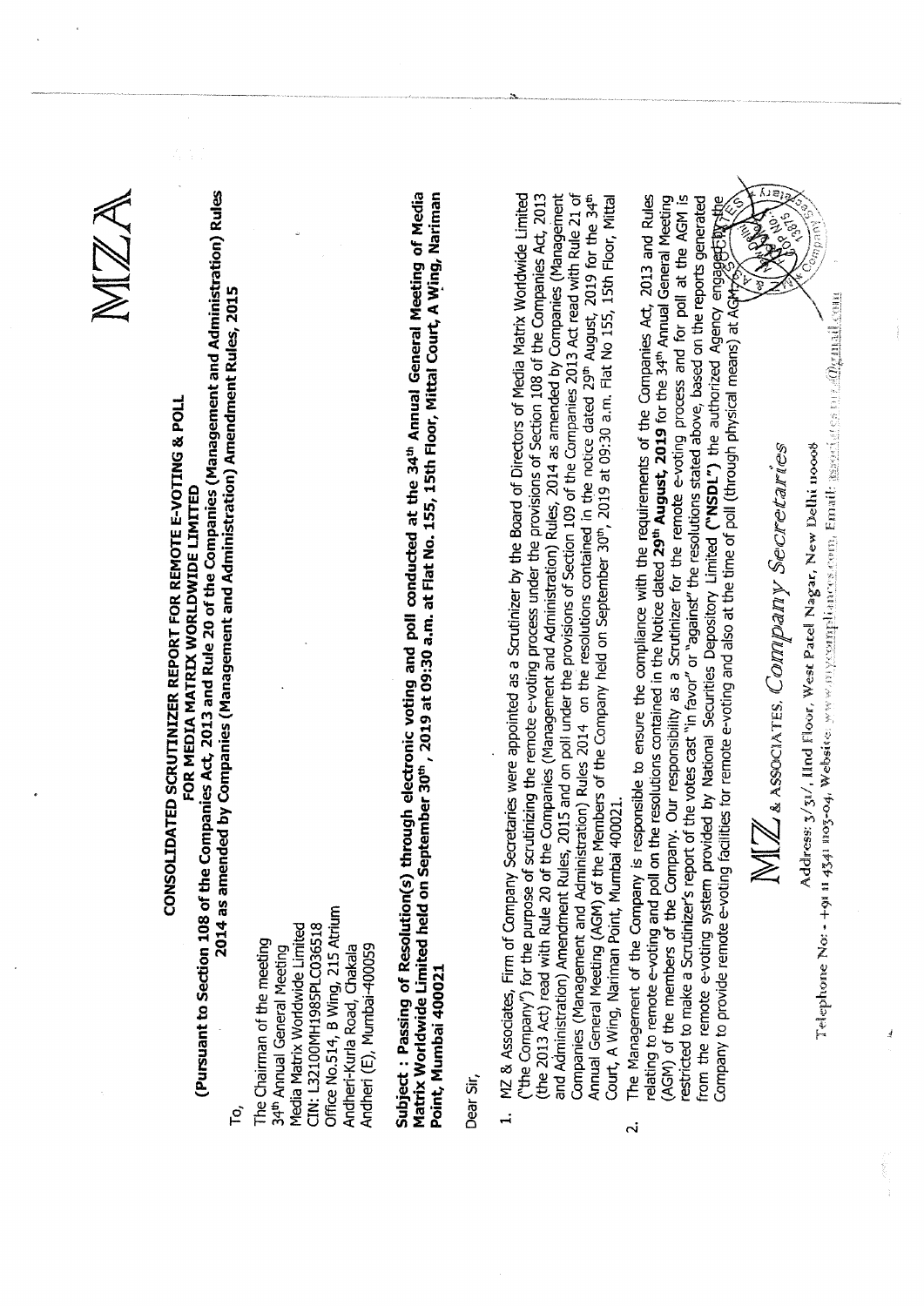# MZA

## CONSOLIDATED SCRUTINIZER REPORT FOR REMOTE E-VOTING & POLL FOR MEDIA MATRIX WORLDWIDE LIMITED

**(Pursuant to Section 108 of the Companies Act, 2013 and Rule 20 of the Companies (Management and Administration) Rules 2014 as amended by Companies (Management and Administration) Amendment Rules, 2015**

To,

The Chairman of the meeting
34th Annual General Meeting
Media Matrix Worldwide Limited
CIN: L32100MH1985PLC036518
Office No.514, B Wing, 215 Atrium
Andheri-Kurla Road, Chakala
Andheri (E), Mumbai-400059

**Subject : Passing of Resolution(s) through electronic voting and poll conducted at the 34th Annual General Meeting of Media Matrix Worldwide Limited held on September 30th, 2019 at 09:30 a.m. at Flat No. 155, 15th Floor, Mittal Court, A Wing, Nariman Point, Mumbai 400021**

Dear Sir,

1. MZ & Associates, Firm of Company Secretaries were appointed as a Scrutinizer by the Board of Directors of Media Matrix Worldwide Limited ("the Company") for the purpose of scrutinizing the remote e-voting process under the provisions of Section 108 of the Companies Act, 2013 (the 2013 Act) read with Rule 20 of the Companies (Management and Administration) Rules, 2014 as amended by Companies (Management and Administration) Amendment Rules, 2015 and on poll under the provisions of Section 109 of the Companies 2013 Act read with Rule 21 of Companies (Management and Administration) Rules 2014 on the resolutions contained in the notice dated 29th August, 2019 for the 34th Annual General Meeting (AGM) of the Members of the Company held on September 30th, 2019 at 09:30 a.m. Flat No 155, 15th Floor, Mittal Court, A Wing, Nariman Point, Mumbai 400021.

2. The Management of the Company is responsible to ensure the compliance with the requirements of the Companies Act, 2013 and Rules relating to remote e-voting and poll on the resolutions contained in the Notice dated **29th August, 2019** for the 34th Annual General Meeting (AGM) of the members of the Company. Our responsibility as a Scrutinizer for the remote e-voting process and for poll at the AGM is restricted to make a Scrutinizer's report of the votes cast "in favor" or "against" the resolutions stated above, based on the reports generated from the remote e-voting system provided by National Securities Depository Limited **("NSDL")** the authorized Agency engaged by the Company to provide remote e-voting facilities for remote e-voting and also at the time of poll (through physical means) at AGM.

MZ & ASSOCIATES, *Company Secretaries*

Address: 3/31, IInd Floor, West Patel Nagar, New Delhi 110008

Telephone No: - +91 11 4341 1103-04, Website: www.mzcompliances.com, Email: associates.mz@gmail.com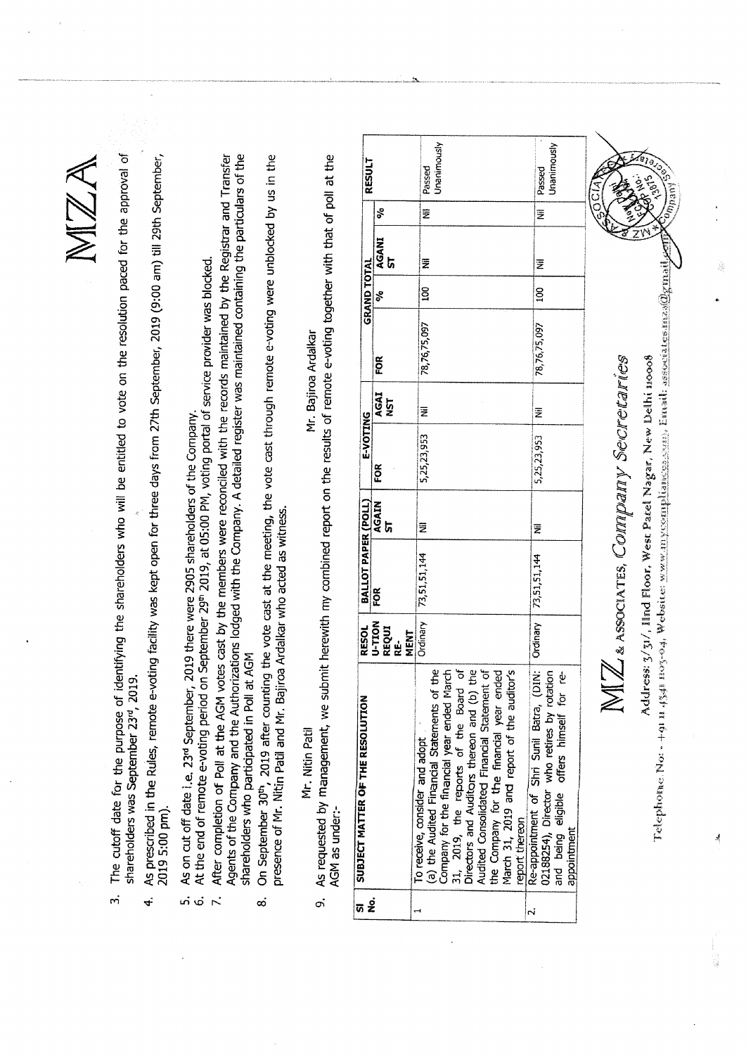# MZA

3. The cutoff date for the purpose of identifying the shareholders who will be entitled to vote on the resolution paced for the approval of shareholders was September 23rd, 2019.
4. As prescribed in the Rules, remote e-voting facility was kept open for three days from 27th September, 2019 (9:00 am) till 29th September, 2019 5:00 pm).
5. As on cut off date i.e. 23rd September, 2019 there were 2905 shareholders of the Company.
6. At the end of remote e-voting period on September 29th 2019, at 05:00 PM, voting portal of service provider was blocked.
7. After completion of Poll at the AGM votes cast by the members were reconciled with the records maintained by the Registrar and Transfer Agents of the Company and the Authorizations lodged with the Company. A detailed register was maintained containing the particulars of the shareholders who participated in Poll at AGM
8. On September 30th, 2019 after counting the vote cast at the meeting, the vote cast through remote e-voting were unblocked by us in the presence of Mr. Nitin Patil and Mr. Bajiroa Ardalkar who acted as witness.

Mr. Nitin Patil &emsp;&emsp;&emsp;&emsp; Mr. Bajiroa Ardalkar

9. As requested by management, we submit herewith my combined report on the results of remote e-voting together with that of poll at the AGM as under:-

| Sl No. | SUBJECT MATTER OF THE RESOLUTION | RESOLU-TION REQUIRE-MENT | BALLOT PAPER (POLL) | | E-VOTING | | GRAND TOTAL | | | | RESULT |
|---|---|---|---|---|---|---|---|---|---|---|---|
| | | | FOR | AGAINST | FOR | AGAINST | FOR | % | AGAINST | % | |
| 1 | To receive, consider and adopt (a) the Audited Financial Statements of the Company for the financial year ended March 31, 2019, the reports of the Board of Directors and Auditors thereon and (b) the Audited Consolidated Financial Statement of the Company for the financial year ended March 31, 2019 and report of the auditor's report thereon | Ordinary | 73,51,51,144 | Nil | 5,25,23,953 | Nil | 78,76,75,097 | 100 | Nil | Nil | Passed Unanimously |
| 2. | Re-appointment of Shri Sunil Batra, (DIN: 02188254), Director who retires by rotation and being eligible offers himself for re-appointment | Ordinary | 73,51,51,144 | Nil | 5,25,23,953 | Nil | 78,76,75,097 | 100 | Nil | Nil | Passed Unanimously |

MZ & ASSOCIATES, *Company Secretaries*

Address: 3/31, IInd Floor, West Patel Nagar, New Delhi 110008

Telephone No: - +91 11 4341 1103-04, Website: www.mycompliancesaan, Email: associatesmza@gmail.com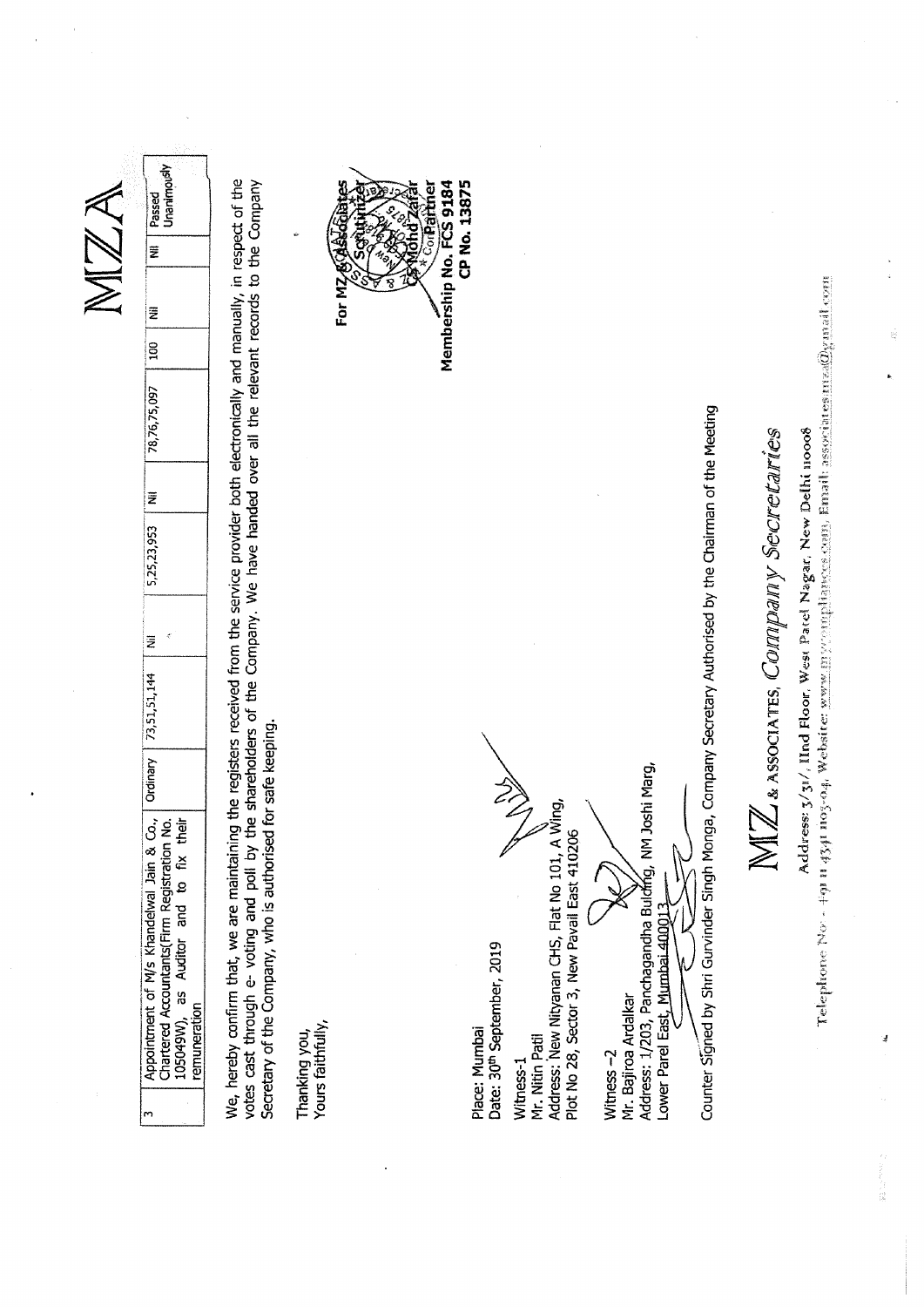| 3 | Appointment of M/s Khandelwal Jain & Co., Chartered Accountants(Firm Registration No. 105049W), as Auditor and to fix their remuneration | Ordinary | 73,51,51,144 | Nil | 5,25,23,953 | Nil | 78,76,75,097 | 100 | Nil | Nil | Passed Unanimously |
|---|---|---|---|---|---|---|---|---|---|---|---|

We, hereby confirm that, we are maintaining the registers received from the service provider both electronically and manually, in respect of the votes cast through e- voting and poll by the shareholders of the Company. We have handed over all the relevant records to the Company Secretary of the Company, who is authorised for safe keeping.

Thanking you,
Yours faithfully,

For MZ & Associates
Scrutinizer

CS Mohd Zafar
Partner
Membership No. FCS 9184
CP No. 13875

Place: Mumbai
Date: 30th September, 2019

Witness-1
Mr. Nitin Patil
Address: New Nityanan CHS, Flat No 101, A Wing,
Plot No 28, Sector 3, New Pavail East 410206

Witness –2
Mr. Bajiroa Ardalkar
Address: 1/203, Panchagandha Buiding, NM Joshi Marg,
Lower Parel East, Mumbai 400013

Counter Signed by Shri Gurvinder Singh Monga, Company Secretary Authorised by the Chairman of the Meeting

MZ & ASSOCIATES, *Company Secretaries*

Address: 3/31, IInd Floor, West Patel Nagar, New Delhi 110008

Telephone No - +91 11 4341 1103-04, Website: www.mycompliances.com, Email: associatesmza@gmail.com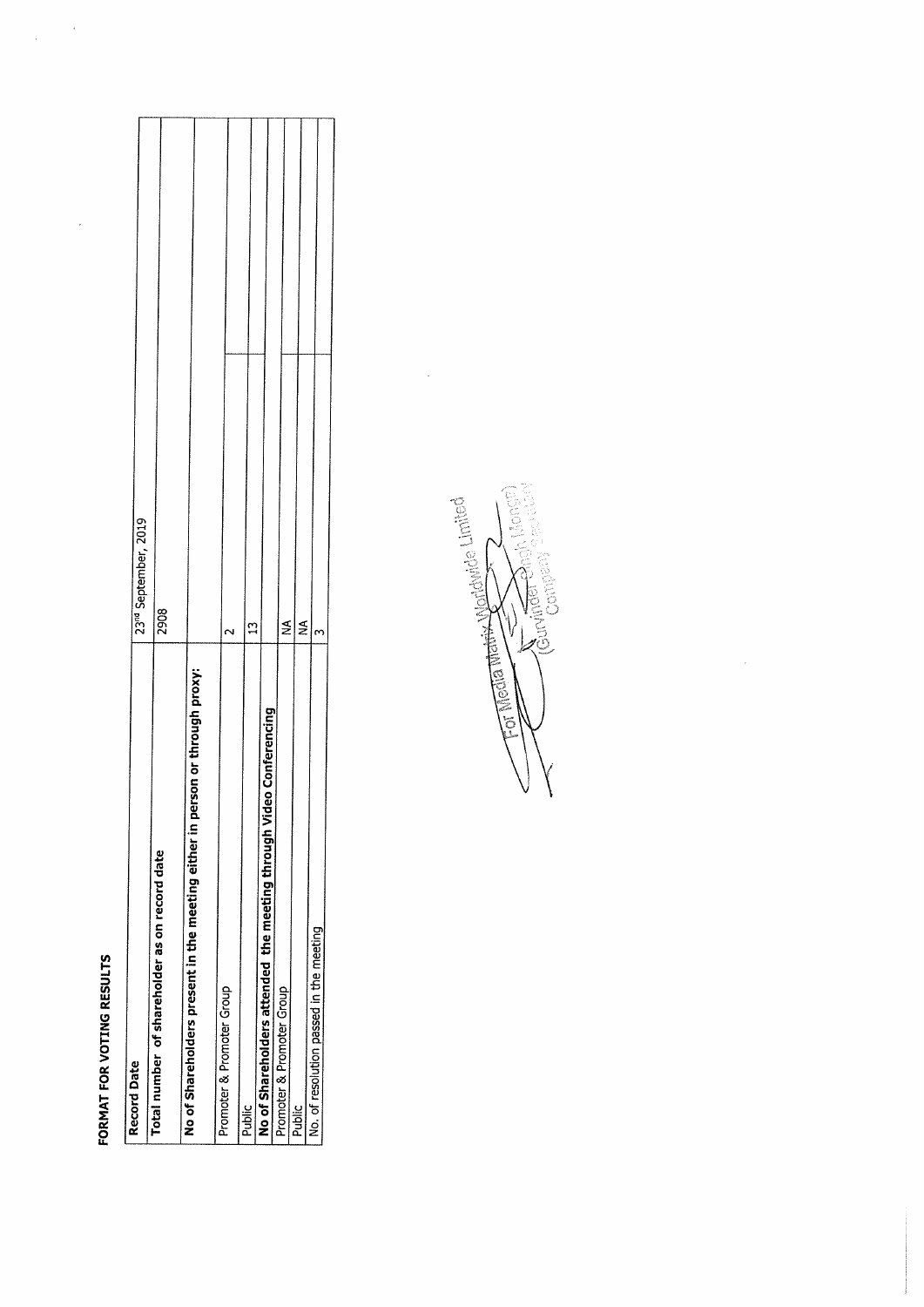**FORMAT FOR VOTING RESULTS**

| Record Date | 23rd September, 2019 |
|---|---|
| Total number of shareholder as on record date | 2908 |
| No of Shareholders present in the meeting either in person or through proxy: | |
| Promoter & Promoter Group | 2 |
| Public | 13 |
| No of Shareholders attended the meeting through Video Conferencing | |
| Promoter & Promoter Group | NA |
| Public | NA |
| No. of resolution passed in the meeting | 3 |

For Media Matrix Worldwide Limited

(Gurvinder Singh Monga)
Company Secretary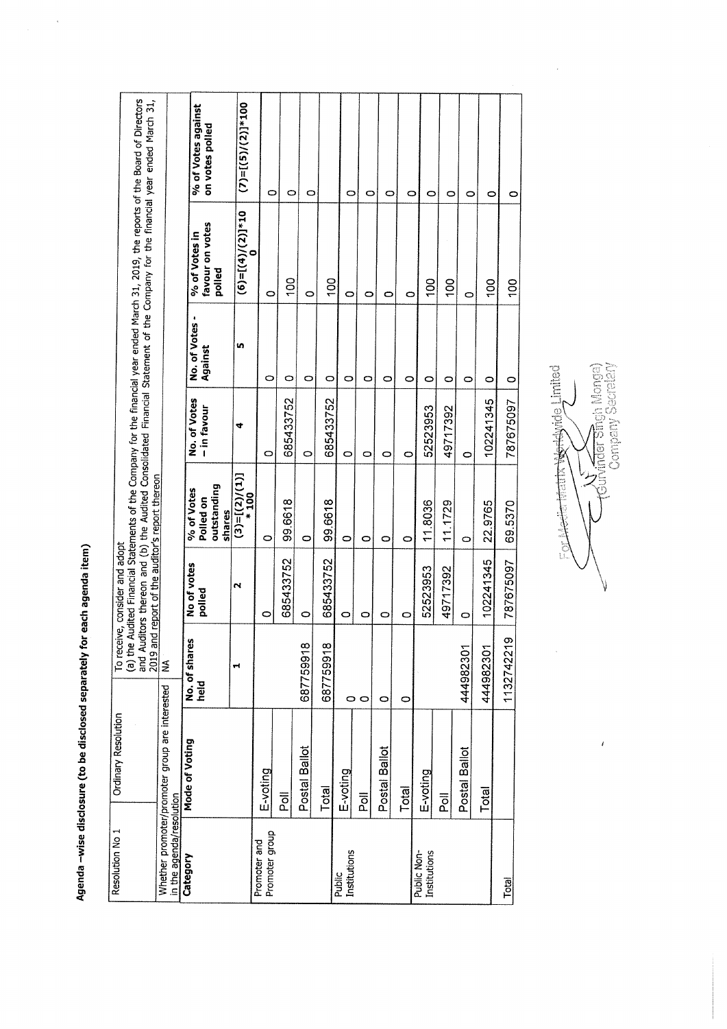**Agenda –wise disclosure (to be disclosed separately for each agenda item)**

| Resolution No 1 | Ordinary Resolution | To receive, consider and adopt (a) the Audited Financial Statements of the Company for the financial year ended March 31, 2019, the reports of the Board of Directors and Auditors thereon and (b) the Audited Consolidated Financial Statement of the Company for the financial year ended March 31, 2019 and report of the auditor's report thereon |
|---|---|---|
| Whether promoter/promoter group are interested in the agenda/resolution | | NA |

| Category | Mode of Voting | No. of shares held | No of votes polled | % of Votes Polled on outstanding shares | No. of Votes – in favour | No. of Votes - Against | % of Votes in favour on votes polled | % of Votes against on votes polled |
|---|---|---|---|---|---|---|---|---|
| | | 1 | 2 | (3)=[(2)/(1)] * 100 | 4 | 5 | (6)=[(4)/(2)]*100 | (7)=[(5)/(2)]*100 |
| Promoter and Promoter group | E-voting | | 0 | 0 | 0 | 0 | 0 | 0 |
| | Poll | | 685433752 | 99.6618 | 685433752 | 0 | 100 | 0 |
| | Postal Ballot | 687759918 | 0 | 0 | 0 | 0 | 0 | 0 |
| | Total | 687759918 | 685433752 | 99.6618 | 685433752 | 0 | 100 | |
| Public Institutions | E-voting | 0 | 0 | 0 | 0 | 0 | 0 | 0 |
| | Poll | 0 | 0 | 0 | 0 | 0 | 0 | 0 |
| | Postal Ballot | 0 | 0 | 0 | 0 | 0 | 0 | 0 |
| | Total | 0 | 0 | 0 | 0 | 0 | 0 | 0 |
| Public Non-Institutions | E-voting | | 52523953 | 11.8036 | 52523953 | 0 | 100 | 0 |
| | Poll | | 49717392 | 11.1729 | 49717392 | 0 | 100 | 0 |
| | Postal Ballot | 444982301 | 0 | 0 | 0 | 0 | 0 | 0 |
| | Total | 444982301 | 102241345 | 22.9765 | 102241345 | 0 | 100 | 0 |
| Total | | 1132742219 | 787675097 | 69.5370 | 787675097 | 0 | 100 | 0 |

For Media Matrix Worldwide Limited

(Gurvinder Singh Monga)
Company Secretary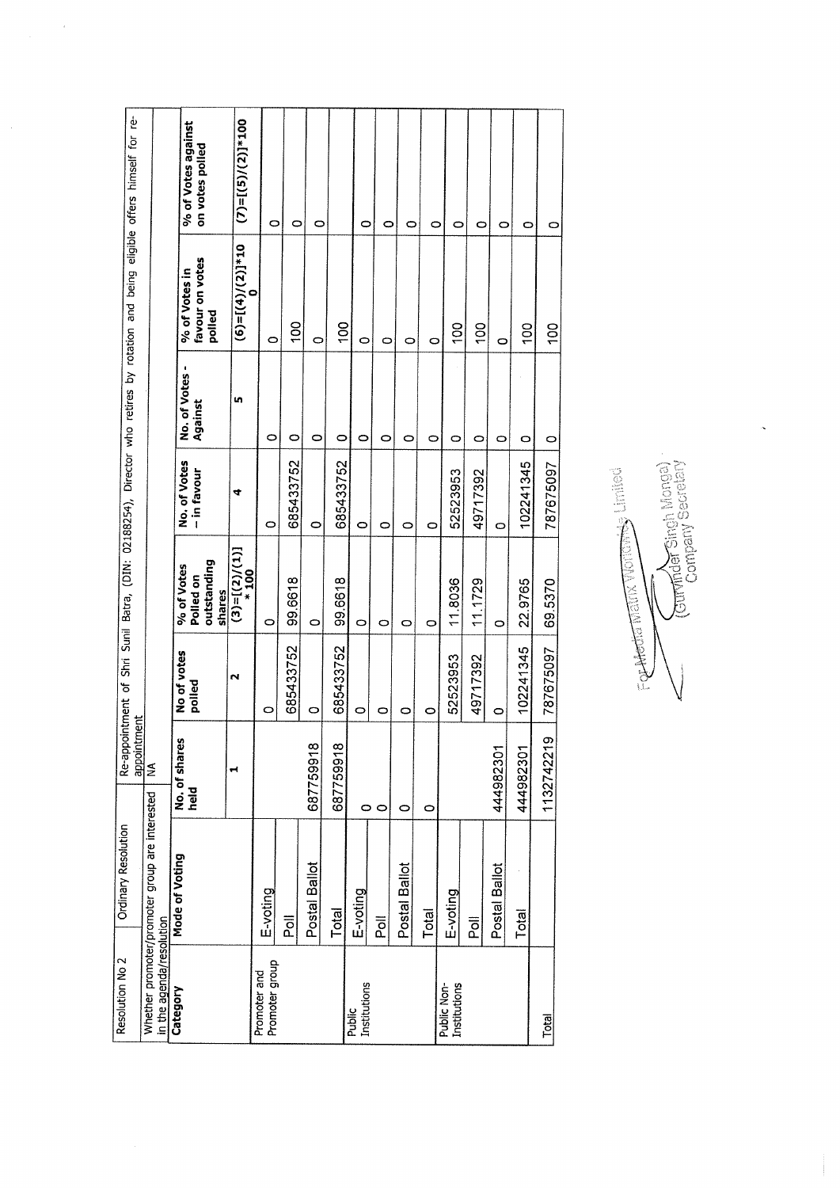| Resolution No 2 | Ordinary Resolution | Re-appointment of Shri Sunil Batra, (DIN: 02188254), Director who retires by rotation and being eligible offers himself for re-appointment | | | | | | |
|---|---|---|---|---|---|---|---|---|
| Whether promoter/promoter group are interested in the agenda/resolution | | NA | | | | | | |
| **Category** | **Mode of Voting** | **No. of shares held** | **No of votes polled** | **% of Votes Polled on outstanding shares** | **No. of Votes – in favour** | **No. of Votes - Against** | **% of Votes in favour on votes polled** | **% of Votes against on votes polled** |
| | | **1** | **2** | **(3)=[(2)/(1)] * 100** | **4** | **5** | **(6)=[(4)/(2)]*100** | **(7)=[(5)/(2)]*100** |
| Promoter and Promoter group | E-voting | | 0 | 0 | 0 | 0 | 0 | 0 |
| | Poll | | 685433752 | 99.6618 | 685433752 | 0 | 100 | 0 |
| | Postal Ballot | 687759918 | 0 | 0 | 0 | 0 | 0 | 0 |
| | Total | 687759918 | 685433752 | 99.6618 | 685433752 | 0 | 100 | |
| Public Institutions | E-voting | 0 | 0 | 0 | 0 | 0 | 0 | 0 |
| | Poll | 0 | 0 | 0 | 0 | 0 | 0 | 0 |
| | Postal Ballot | 0 | 0 | 0 | 0 | 0 | 0 | 0 |
| | Total | 0 | 0 | 0 | 0 | 0 | 0 | 0 |
| Public Non-Institutions | E-voting | | 52523953 | 11.8036 | 52523953 | 0 | 100 | 0 |
| | Poll | | 49717392 | 11.1729 | 49717392 | 0 | 100 | 0 |
| | Postal Ballot | 444982301 | 0 | 0 | 0 | 0 | 0 | 0 |
| | Total | 444982301 | 102241345 | 22.9765 | 102241345 | 0 | 100 | 0 |
| Total | | 1132742219 | 787675097 | 69.5370 | 787675097 | 0 | 100 | 0 |

For Media Matrix Worldwide Limited

(Gurvinder Singh Monga)
Company Secretary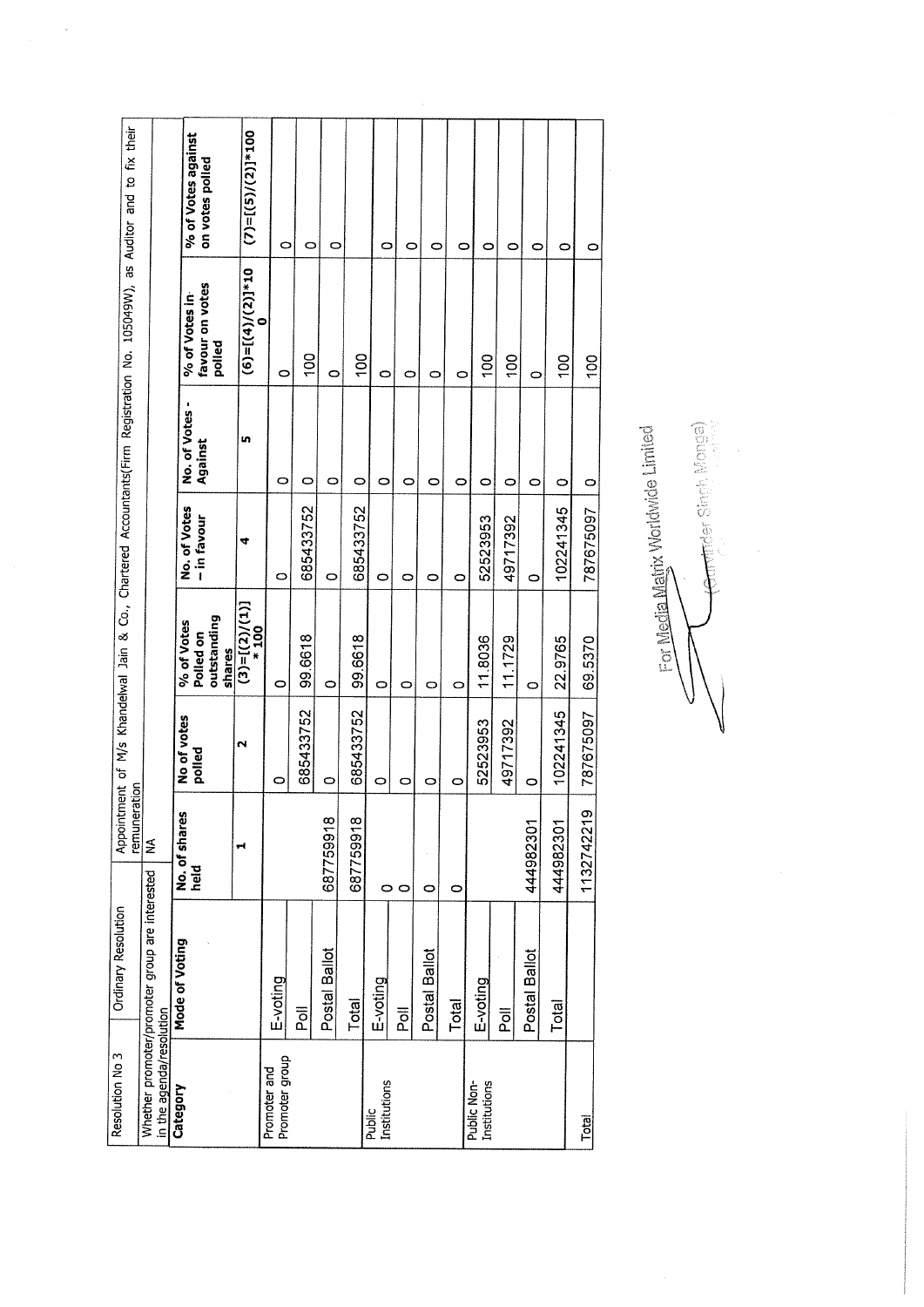| Resolution No 3 | Ordinary Resolution | Appointment of M/s Khandelwal Jain & Co., Chartered Accountants(Firm Registration No. 105049W), as Auditor and to fix their remuneration | | | | | | |
|---|---|---|---|---|---|---|---|---|
| Whether promoter/promoter group are interested in the agenda/resolution | | NA | | | | | | |
| **Category** | **Mode of Voting** | **No. of shares held** | **No of votes polled** | **% of Votes Polled on outstanding shares** | **No. of Votes – in favour** | **No. of Votes - Against** | **% of Votes in favour on votes polled** | **% of Votes against on votes polled** |
| | | **1** | **2** | **(3)=[(2)/(1)] * 100** | **4** | **5** | **(6)=[(4)/(2)]*100** | **(7)=[(5)/(2)]*100** |
| Promoter and Promoter group | E-voting | | 0 | 0 | 0 | 0 | 0 | 0 |
| | Poll | | 685433752 | 99.6618 | 685433752 | 0 | 100 | 0 |
| | Postal Ballot | 687759918 | 0 | 0 | 0 | 0 | 0 | 0 |
| | Total | 687759918 | 685433752 | 99.6618 | 685433752 | 0 | 100 | |
| Public Institutions | E-voting | 0 | 0 | 0 | 0 | 0 | 0 | 0 |
| | Poll | 0 | 0 | 0 | 0 | 0 | 0 | 0 |
| | Postal Ballot | 0 | 0 | 0 | 0 | 0 | 0 | 0 |
| | Total | 0 | 0 | 0 | 0 | 0 | 0 | 0 |
| Public Non-Institutions | E-voting | | 52523953 | 11.8036 | 52523953 | 0 | 100 | 0 |
| | Poll | | 49717392 | 11.1729 | 49717392 | 0 | 100 | 0 |
| | Postal Ballot | 444982301 | 0 | 0 | 0 | 0 | 0 | 0 |
| | Total | 444982301 | 102241345 | 22.9765 | 102241345 | 0 | 100 | 0 |
| Total | | 1132742219 | 787675097 | 69.5370 | 787675097 | 0 | 100 | 0 |

For Media Matrix Worldwide Limited

(Gurvinder Singh Monga)